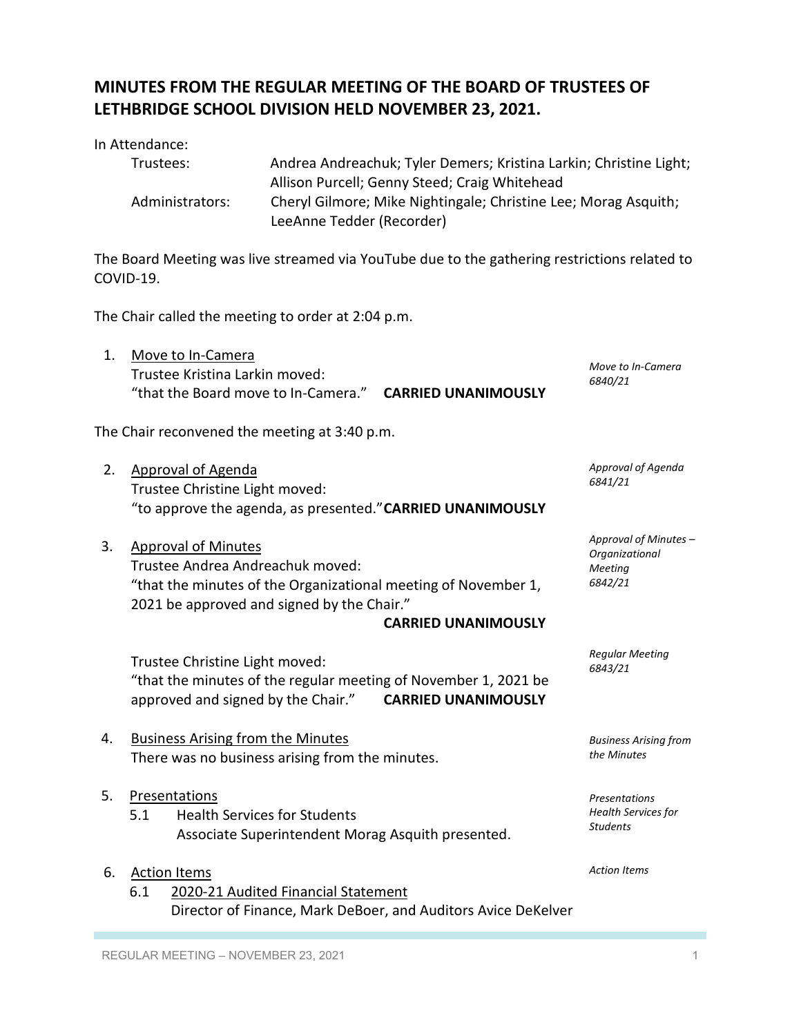# MINUTES FROM THE REGULAR MEETING OF THE BOARD OF TRUSTEES OF LETHBRIDGE SCHOOL DIVISION HELD NOVEMBER 23, 2021.

In Attendance:

| | |
|---|---|
| Trustees: | Andrea Andreachuk; Tyler Demers; Kristina Larkin; Christine Light; Allison Purcell; Genny Steed; Craig Whitehead |
| Administrators: | Cheryl Gilmore; Mike Nightingale; Christine Lee; Morag Asquith; LeeAnne Tedder (Recorder) |

The Board Meeting was live streamed via YouTube due to the gathering restrictions related to COVID-19.

The Chair called the meeting to order at 2:04 p.m.

1. Move to In-Camera
   Trustee Kristina Larkin moved:
   "that the Board move to In-Camera." **CARRIED UNANIMOUSLY**

   *Move to In-Camera 6840/21*

The Chair reconvened the meeting at 3:40 p.m.

2. Approval of Agenda
   Trustee Christine Light moved:
   "to approve the agenda, as presented." **CARRIED UNANIMOUSLY**

   *Approval of Agenda 6841/21*

3. Approval of Minutes
   Trustee Andrea Andreachuk moved:
   "that the minutes of the Organizational meeting of November 1, 2021 be approved and signed by the Chair."
   **CARRIED UNANIMOUSLY**

   *Approval of Minutes – Organizational Meeting 6842/21*

   Trustee Christine Light moved:
   "that the minutes of the regular meeting of November 1, 2021 be approved and signed by the Chair." **CARRIED UNANIMOUSLY**

   *Regular Meeting 6843/21*

4. Business Arising from the Minutes
   There was no business arising from the minutes.

   *Business Arising from the Minutes*

5. Presentations
   5.1 Health Services for Students
   Associate Superintendent Morag Asquith presented.

   *Presentations Health Services for Students*

6. Action Items
   6.1 2020-21 Audited Financial Statement
   Director of Finance, Mark DeBoer, and Auditors Avice DeKelver

   *Action Items*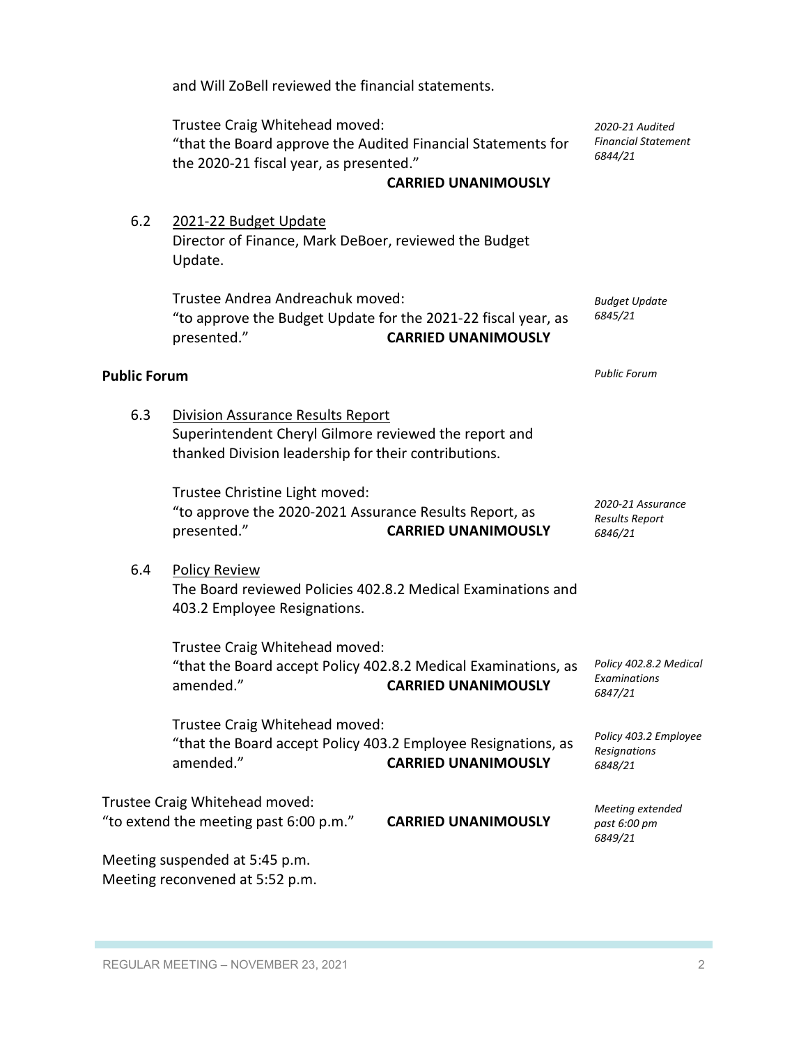and Will ZoBell reviewed the financial statements.

Trustee Craig Whitehead moved:
"that the Board approve the Audited Financial Statements for the 2020-21 fiscal year, as presented."
**CARRIED UNANIMOUSLY**

*2020-21 Audited Financial Statement 6844/21*

6.2 <u>2021-22 Budget Update</u>
Director of Finance, Mark DeBoer, reviewed the Budget Update.

Trustee Andrea Andreachuk moved:
"to approve the Budget Update for the 2021-22 fiscal year, as presented."
**CARRIED UNANIMOUSLY**

*Budget Update 6845/21*

**Public Forum**

*Public Forum*

6.3 <u>Division Assurance Results Report</u>
Superintendent Cheryl Gilmore reviewed the report and thanked Division leadership for their contributions.

Trustee Christine Light moved:
"to approve the 2020-2021 Assurance Results Report, as presented."
**CARRIED UNANIMOUSLY**

*2020-21 Assurance Results Report 6846/21*

6.4 <u>Policy Review</u>
The Board reviewed Policies 402.8.2 Medical Examinations and 403.2 Employee Resignations.

Trustee Craig Whitehead moved:
"that the Board accept Policy 402.8.2 Medical Examinations, as amended."
**CARRIED UNANIMOUSLY**

*Policy 402.8.2 Medical Examinations 6847/21*

Trustee Craig Whitehead moved:
"that the Board accept Policy 403.2 Employee Resignations, as amended."
**CARRIED UNANIMOUSLY**

*Policy 403.2 Employee Resignations 6848/21*

Trustee Craig Whitehead moved:
"to extend the meeting past 6:00 p.m."
**CARRIED UNANIMOUSLY**

*Meeting extended past 6:00 pm 6849/21*

Meeting suspended at 5:45 p.m.
Meeting reconvened at 5:52 p.m.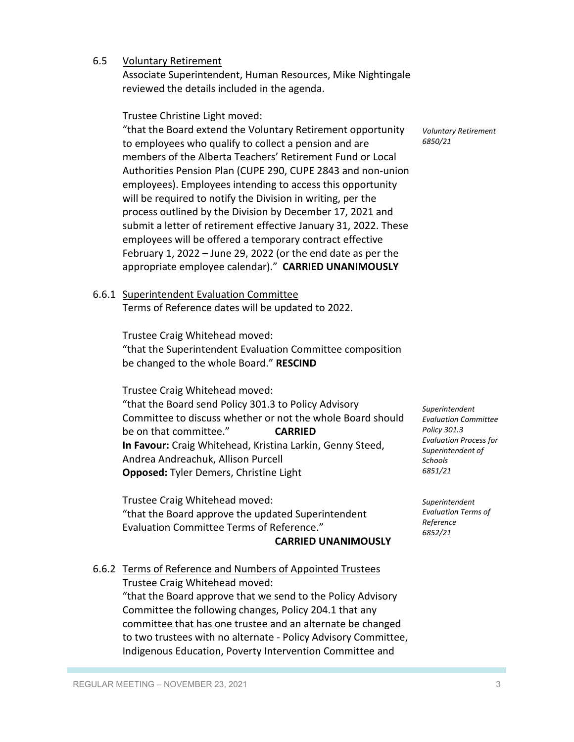6.5 Voluntary Retirement

Associate Superintendent, Human Resources, Mike Nightingale reviewed the details included in the agenda.

Trustee Christine Light moved:

"that the Board extend the Voluntary Retirement opportunity to employees who qualify to collect a pension and are members of the Alberta Teachers' Retirement Fund or Local Authorities Pension Plan (CUPE 290, CUPE 2843 and non-union employees). Employees intending to access this opportunity will be required to notify the Division in writing, per the process outlined by the Division by December 17, 2021 and submit a letter of retirement effective January 31, 2022. These employees will be offered a temporary contract effective February 1, 2022 – June 29, 2022 (or the end date as per the appropriate employee calendar)." **CARRIED UNANIMOUSLY**

*Voluntary Retirement 6850/21*

6.6.1 Superintendent Evaluation Committee

Terms of Reference dates will be updated to 2022.

Trustee Craig Whitehead moved:

"that the Superintendent Evaluation Committee composition be changed to the whole Board." **RESCIND**

Trustee Craig Whitehead moved:

"that the Board send Policy 301.3 to Policy Advisory Committee to discuss whether or not the whole Board should be on that committee." **CARRIED**

**In Favour:** Craig Whitehead, Kristina Larkin, Genny Steed, Andrea Andreachuk, Allison Purcell

**Opposed:** Tyler Demers, Christine Light

*Superintendent Evaluation Committee Policy 301.3 Evaluation Process for Superintendent of Schools 6851/21*

Trustee Craig Whitehead moved:

"that the Board approve the updated Superintendent Evaluation Committee Terms of Reference." **CARRIED UNANIMOUSLY**

*Superintendent Evaluation Terms of Reference 6852/21*

6.6.2 Terms of Reference and Numbers of Appointed Trustees

Trustee Craig Whitehead moved:

"that the Board approve that we send to the Policy Advisory Committee the following changes, Policy 204.1 that any committee that has one trustee and an alternate be changed to two trustees with no alternate - Policy Advisory Committee, Indigenous Education, Poverty Intervention Committee and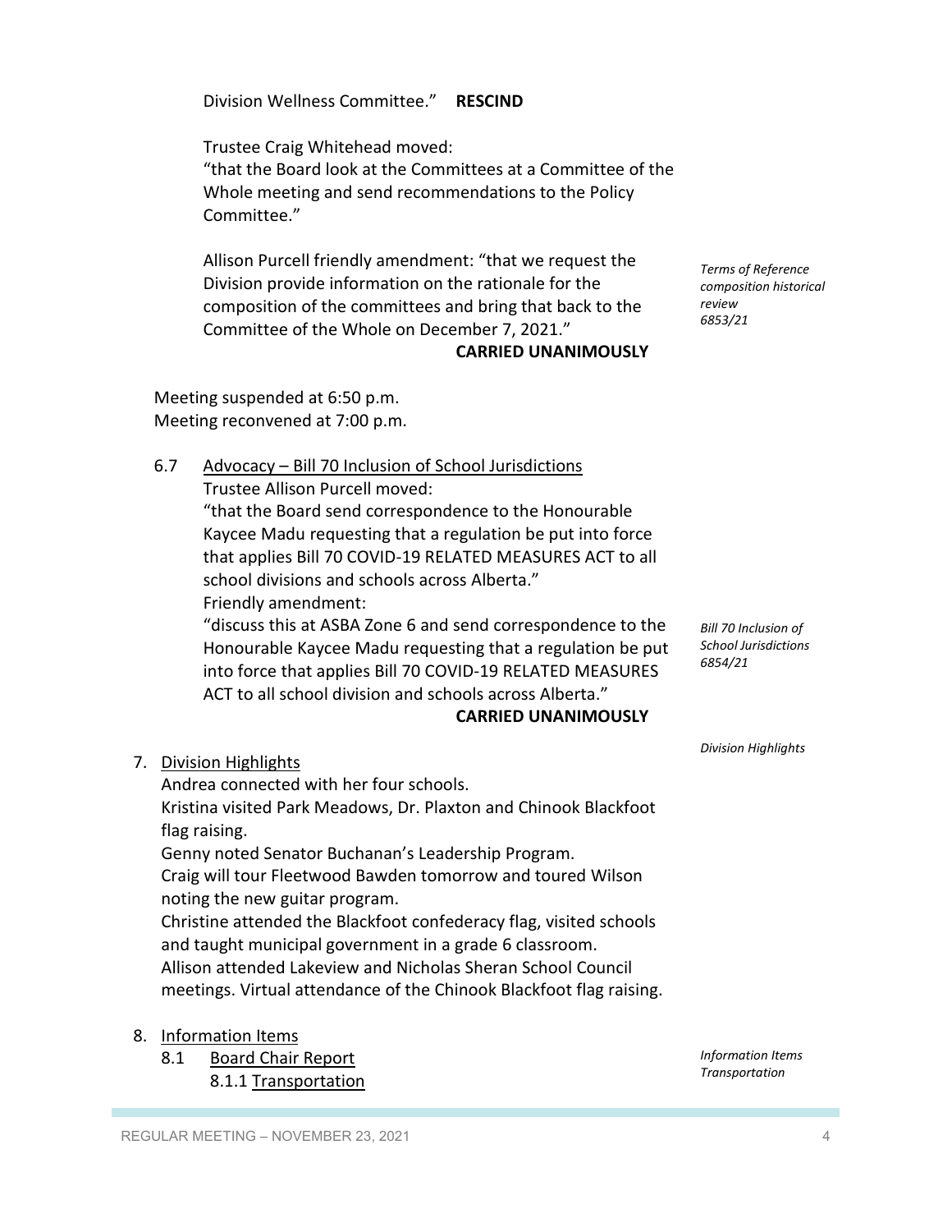Division Wellness Committee." **RESCIND**

Trustee Craig Whitehead moved:
"that the Board look at the Committees at a Committee of the Whole meeting and send recommendations to the Policy Committee."

*Terms of Reference composition historical review 6853/21*

Allison Purcell friendly amendment: "that we request the Division provide information on the rationale for the composition of the committees and bring that back to the Committee of the Whole on December 7, 2021."
**CARRIED UNANIMOUSLY**

Meeting suspended at 6:50 p.m.
Meeting reconvened at 7:00 p.m.

6.7 Advocacy – Bill 70 Inclusion of School Jurisdictions

*Bill 70 Inclusion of School Jurisdictions 6854/21*

Trustee Allison Purcell moved:
"that the Board send correspondence to the Honourable Kaycee Madu requesting that a regulation be put into force that applies Bill 70 COVID-19 RELATED MEASURES ACT to all school divisions and schools across Alberta."
Friendly amendment:
"discuss this at ASBA Zone 6 and send correspondence to the Honourable Kaycee Madu requesting that a regulation be put into force that applies Bill 70 COVID-19 RELATED MEASURES ACT to all school division and schools across Alberta."
**CARRIED UNANIMOUSLY**

7. Division Highlights

*Division Highlights*

Andrea connected with her four schools.
Kristina visited Park Meadows, Dr. Plaxton and Chinook Blackfoot flag raising.
Genny noted Senator Buchanan's Leadership Program.
Craig will tour Fleetwood Bawden tomorrow and toured Wilson noting the new guitar program.
Christine attended the Blackfoot confederacy flag, visited schools and taught municipal government in a grade 6 classroom.
Allison attended Lakeview and Nicholas Sheran School Council meetings. Virtual attendance of the Chinook Blackfoot flag raising.

8. Information Items

*Information Items Transportation*

8.1 Board Chair Report
8.1.1 Transportation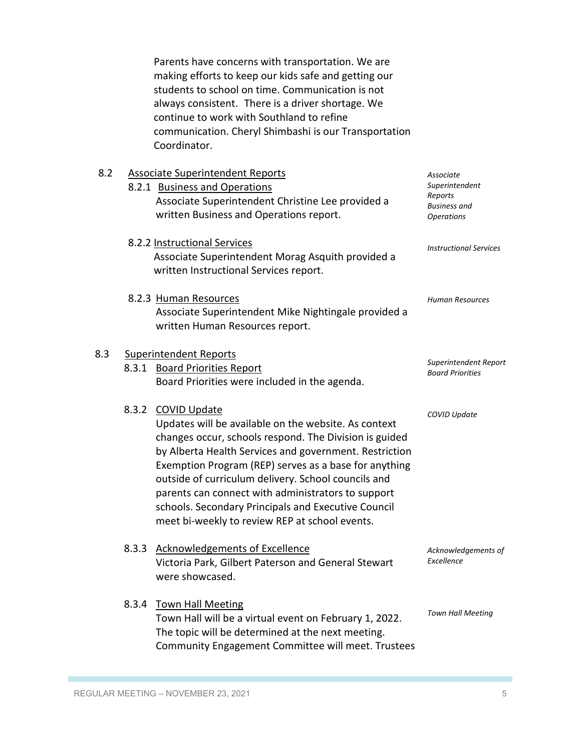Parents have concerns with transportation. We are making efforts to keep our kids safe and getting our students to school on time. Communication is not always consistent. There is a driver shortage. We continue to work with Southland to refine communication. Cheryl Shimbashi is our Transportation Coordinator.

8.2 Associate Superintendent Reports

*Associate Superintendent Reports Business and Operations*

8.2.1 Business and Operations

Associate Superintendent Christine Lee provided a written Business and Operations report.

*Instructional Services*

8.2.2 Instructional Services

Associate Superintendent Morag Asquith provided a written Instructional Services report.

*Human Resources*

8.2.3 Human Resources

Associate Superintendent Mike Nightingale provided a written Human Resources report.

8.3 Superintendent Reports

*Superintendent Report Board Priorities*

8.3.1 Board Priorities Report

Board Priorities were included in the agenda.

*COVID Update*

8.3.2 COVID Update

Updates will be available on the website. As context changes occur, schools respond. The Division is guided by Alberta Health Services and government. Restriction Exemption Program (REP) serves as a base for anything outside of curriculum delivery. School councils and parents can connect with administrators to support schools. Secondary Principals and Executive Council meet bi-weekly to review REP at school events.

*Acknowledgements of Excellence*

8.3.3 Acknowledgements of Excellence

Victoria Park, Gilbert Paterson and General Stewart were showcased.

*Town Hall Meeting*

8.3.4 Town Hall Meeting

Town Hall will be a virtual event on February 1, 2022. The topic will be determined at the next meeting. Community Engagement Committee will meet. Trustees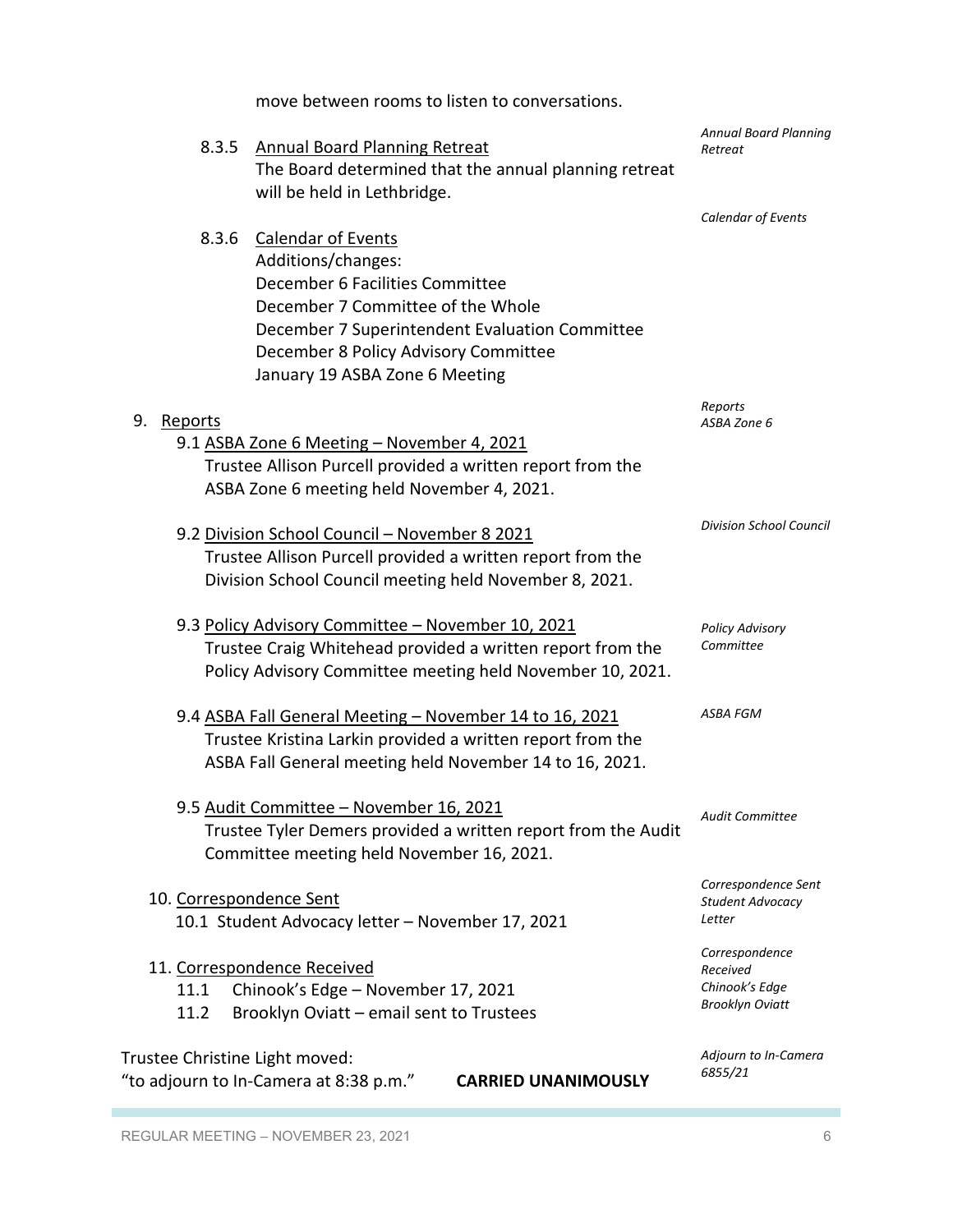move between rooms to listen to conversations.

8.3.5 Annual Board Planning Retreat
The Board determined that the annual planning retreat will be held in Lethbridge.

*Annual Board Planning Retreat*

8.3.6 Calendar of Events
Additions/changes:
December 6 Facilities Committee
December 7 Committee of the Whole
December 7 Superintendent Evaluation Committee
December 8 Policy Advisory Committee
January 19 ASBA Zone 6 Meeting

*Calendar of Events*

9. Reports

*Reports*
*ASBA Zone 6*

9.1 ASBA Zone 6 Meeting – November 4, 2021
Trustee Allison Purcell provided a written report from the ASBA Zone 6 meeting held November 4, 2021.

9.2 Division School Council – November 8 2021
Trustee Allison Purcell provided a written report from the Division School Council meeting held November 8, 2021.

*Division School Council*

9.3 Policy Advisory Committee – November 10, 2021
Trustee Craig Whitehead provided a written report from the Policy Advisory Committee meeting held November 10, 2021.

*Policy Advisory Committee*

9.4 ASBA Fall General Meeting – November 14 to 16, 2021
Trustee Kristina Larkin provided a written report from the ASBA Fall General meeting held November 14 to 16, 2021.

*ASBA FGM*

9.5 Audit Committee – November 16, 2021
Trustee Tyler Demers provided a written report from the Audit Committee meeting held November 16, 2021.

*Audit Committee*

10. Correspondence Sent
10.1 Student Advocacy letter – November 17, 2021

*Correspondence Sent*
*Student Advocacy Letter*

11. Correspondence Received
11.1 Chinook's Edge – November 17, 2021
11.2 Brooklyn Oviatt – email sent to Trustees

*Correspondence Received*
*Chinook's Edge*
*Brooklyn Oviatt*

Trustee Christine Light moved:
"to adjourn to In-Camera at 8:38 p.m." **CARRIED UNANIMOUSLY**

*Adjourn to In-Camera*
*6855/21*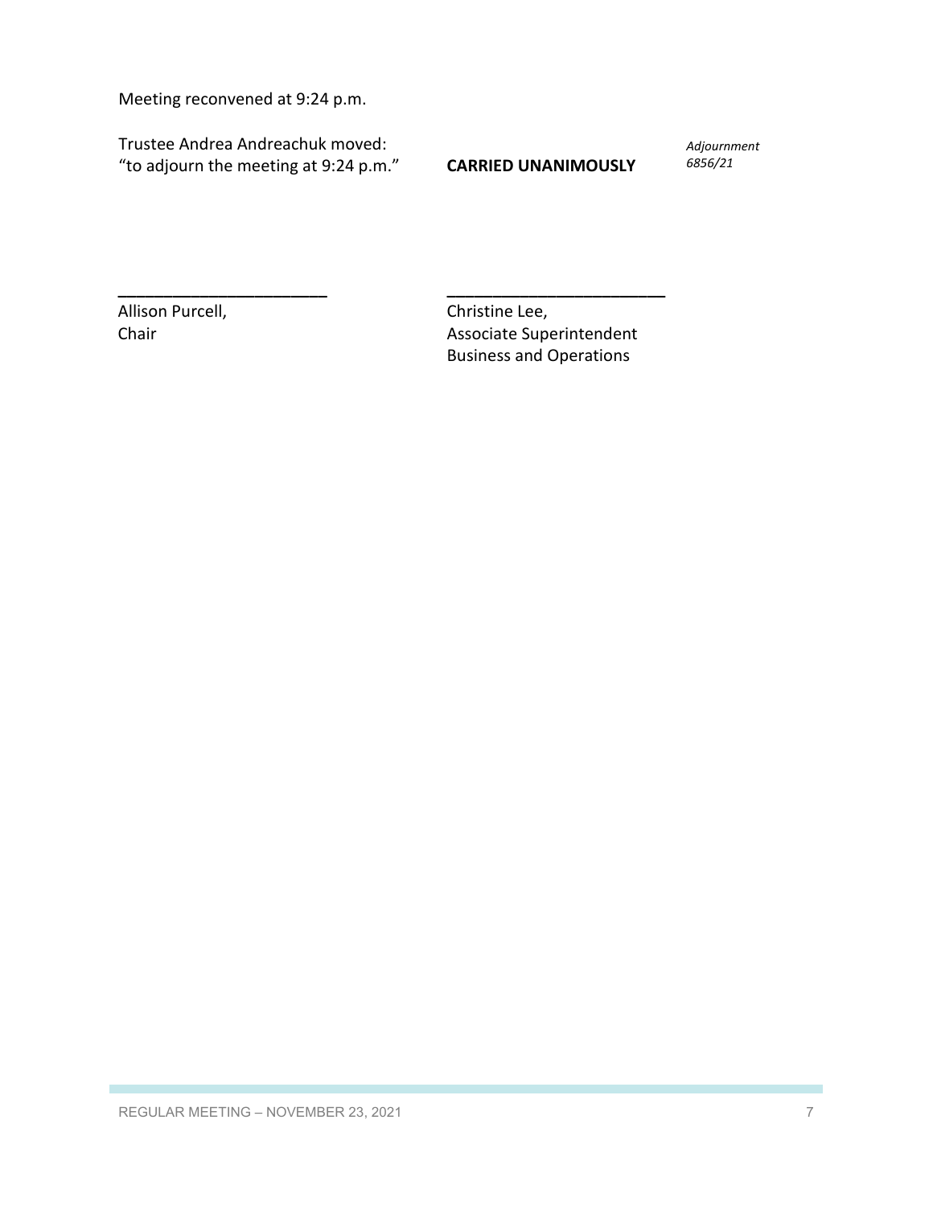Meeting reconvened at 9:24 p.m.

Trustee Andrea Andreachuk moved:
"to adjourn the meeting at 9:24 p.m." **CARRIED UNANIMOUSLY**

*Adjournment 6856/21*

\_\_\_\_\_\_\_\_\_\_\_\_\_\_\_\_\_\_\_\_\_\_\_\_
Allison Purcell,
Chair

\_\_\_\_\_\_\_\_\_\_\_\_\_\_\_\_\_\_\_\_\_\_\_\_
Christine Lee,
Associate Superintendent
Business and Operations